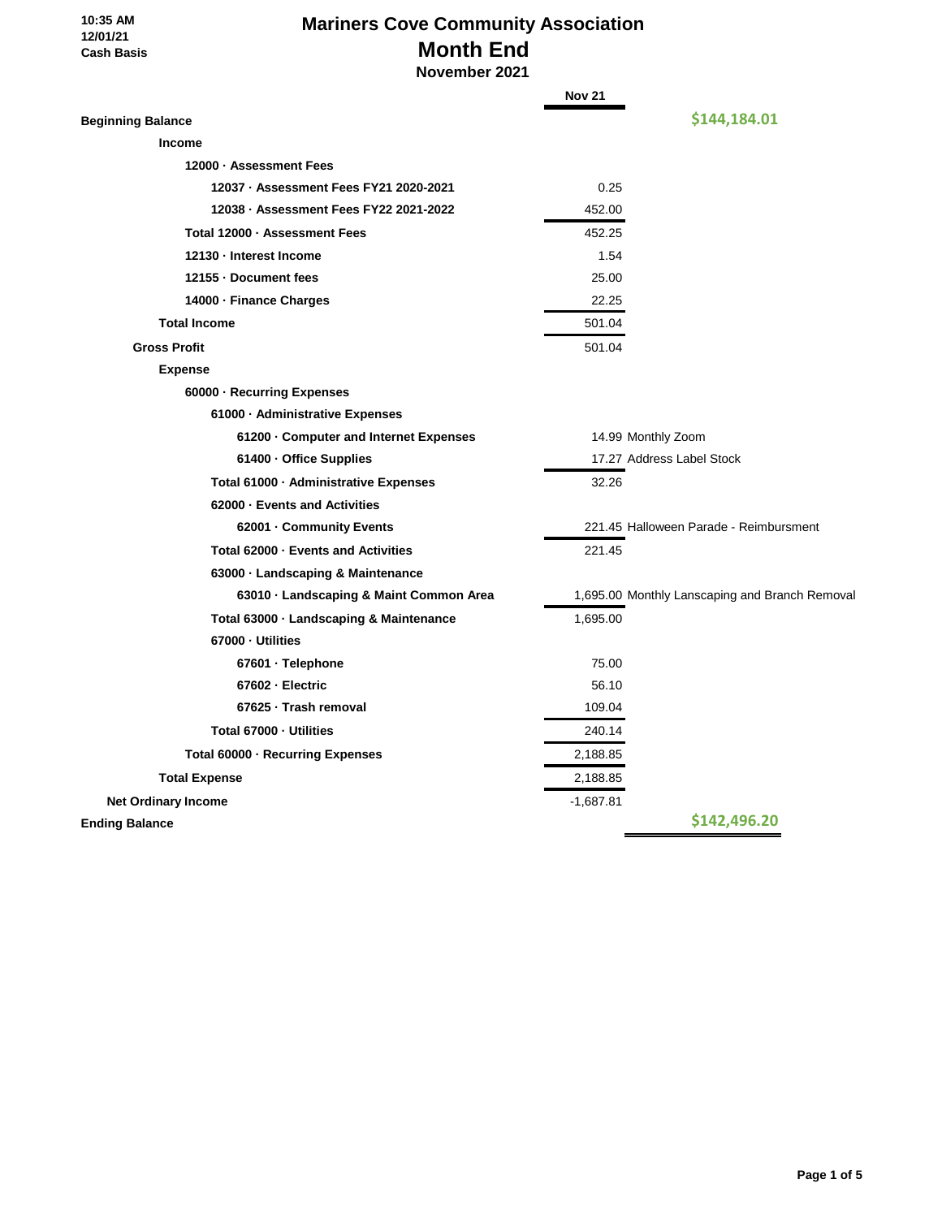10:35 AM
12/01/21
Cash Basis

# Mariners Cove Community Association
# Month End
## November 2021

| | Nov 21 | |
|---|---|---|
| **Beginning Balance** | | **$144,184.01** |
| **Income** | | |
| **12000 · Assessment Fees** | | |
| **12037 · Assessment Fees FY21 2020-2021** | 0.25 | |
| **12038 · Assessment Fees FY22 2021-2022** | 452.00 | |
| **Total 12000 · Assessment Fees** | 452.25 | |
| **12130 · Interest Income** | 1.54 | |
| **12155 · Document fees** | 25.00 | |
| **14000 · Finance Charges** | 22.25 | |
| **Total Income** | 501.04 | |
| **Gross Profit** | 501.04 | |
| **Expense** | | |
| **60000 · Recurring Expenses** | | |
| **61000 · Administrative Expenses** | | |
| **61200 · Computer and Internet Expenses** | 14.99 | Monthly Zoom |
| **61400 · Office Supplies** | 17.27 | Address Label Stock |
| **Total 61000 · Administrative Expenses** | 32.26 | |
| **62000 · Events and Activities** | | |
| **62001 · Community Events** | 221.45 | Halloween Parade - Reimbursment |
| **Total 62000 · Events and Activities** | 221.45 | |
| **63000 · Landscaping & Maintenance** | | |
| **63010 · Landscaping & Maint Common Area** | 1,695.00 | Monthly Lanscaping and Branch Removal |
| **Total 63000 · Landscaping & Maintenance** | 1,695.00 | |
| **67000 · Utilities** | | |
| **67601 · Telephone** | 75.00 | |
| **67602 · Electric** | 56.10 | |
| **67625 · Trash removal** | 109.04 | |
| **Total 67000 · Utilities** | 240.14 | |
| **Total 60000 · Recurring Expenses** | 2,188.85 | |
| **Total Expense** | 2,188.85 | |
| **Net Ordinary Income** | -1,687.81 | |
| **Ending Balance** | | **$142,496.20** |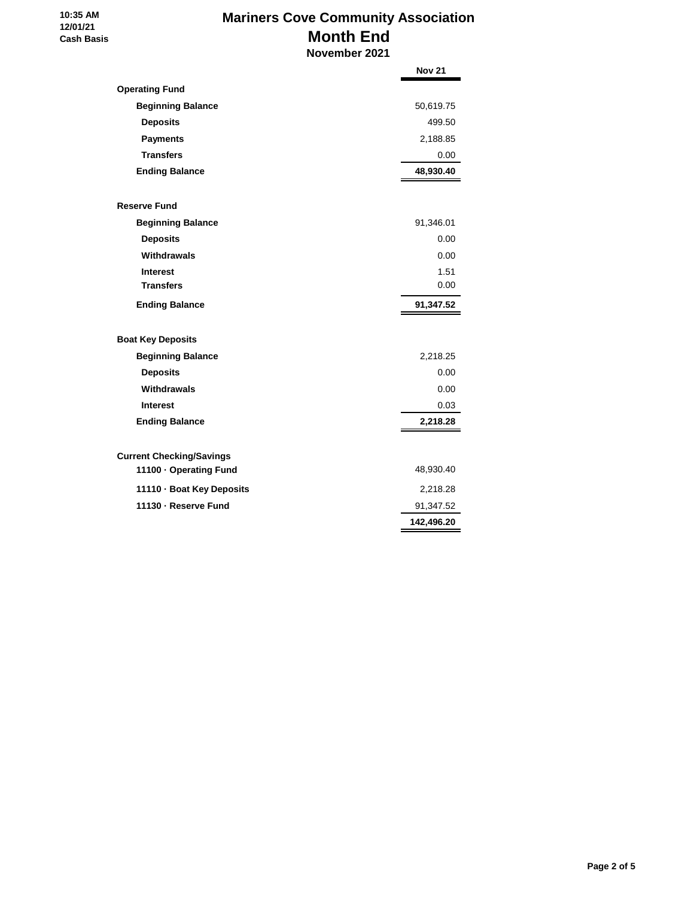10:35 AM
12/01/21
Cash Basis

# Mariners Cove Community Association
## Month End
### November 2021

| | Nov 21 |
|---|---|
| **Operating Fund** | |
| **Beginning Balance** | 50,619.75 |
| **Deposits** | 499.50 |
| **Payments** | 2,188.85 |
| **Transfers** | 0.00 |
| **Ending Balance** | **48,930.40** |
| | |
| **Reserve Fund** | |
| **Beginning Balance** | 91,346.01 |
| **Deposits** | 0.00 |
| **Withdrawals** | 0.00 |
| **Interest** | 1.51 |
| **Transfers** | 0.00 |
| **Ending Balance** | **91,347.52** |
| | |
| **Boat Key Deposits** | |
| **Beginning Balance** | 2,218.25 |
| **Deposits** | 0.00 |
| **Withdrawals** | 0.00 |
| **Interest** | 0.03 |
| **Ending Balance** | **2,218.28** |
| | |
| **Current Checking/Savings** | |
| **11100 · Operating Fund** | 48,930.40 |
| **11110 · Boat Key Deposits** | 2,218.28 |
| **11130 · Reserve Fund** | 91,347.52 |
| | **142,496.20** |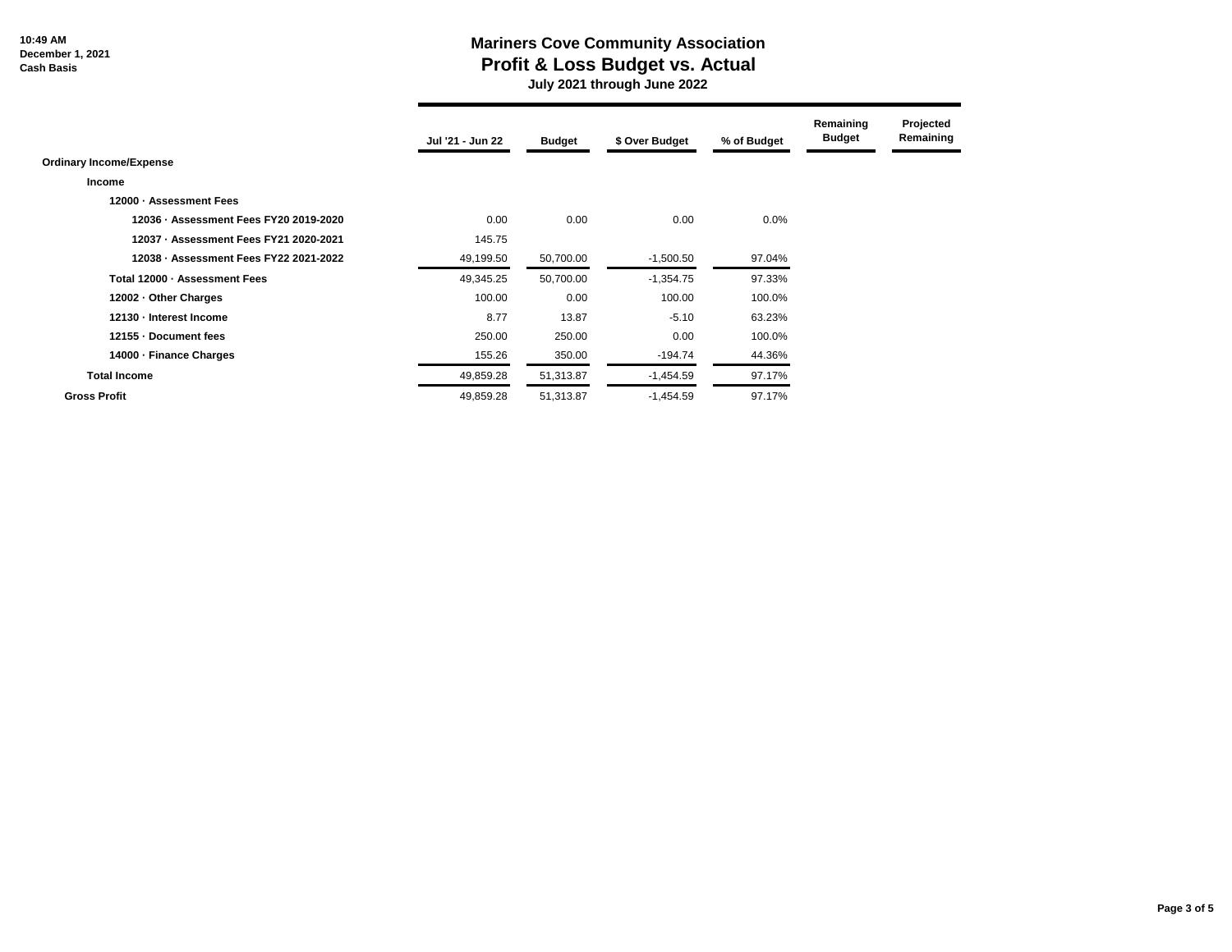# Mariners Cove Community Association
## Profit & Loss Budget vs. Actual
### July 2021 through June 2022

10:49 AM
December 1, 2021
Cash Basis

| | Jul '21 - Jun 22 | Budget | $ Over Budget | % of Budget | Remaining Budget | Projected Remaining |
|---|---|---|---|---|---|---|
| **Ordinary Income/Expense** | | | | | | |
| **Income** | | | | | | |
| **12000 · Assessment Fees** | | | | | | |
| **12036 · Assessment Fees FY20 2019-2020** | 0.00 | 0.00 | 0.00 | 0.0% | | |
| **12037 · Assessment Fees FY21 2020-2021** | 145.75 | | | | | |
| **12038 · Assessment Fees FY22 2021-2022** | 49,199.50 | 50,700.00 | -1,500.50 | 97.04% | | |
| **Total 12000 · Assessment Fees** | 49,345.25 | 50,700.00 | -1,354.75 | 97.33% | | |
| **12002 · Other Charges** | 100.00 | 0.00 | 100.00 | 100.0% | | |
| **12130 · Interest Income** | 8.77 | 13.87 | -5.10 | 63.23% | | |
| **12155 · Document fees** | 250.00 | 250.00 | 0.00 | 100.0% | | |
| **14000 · Finance Charges** | 155.26 | 350.00 | -194.74 | 44.36% | | |
| **Total Income** | 49,859.28 | 51,313.87 | -1,454.59 | 97.17% | | |
| **Gross Profit** | 49,859.28 | 51,313.87 | -1,454.59 | 97.17% | | |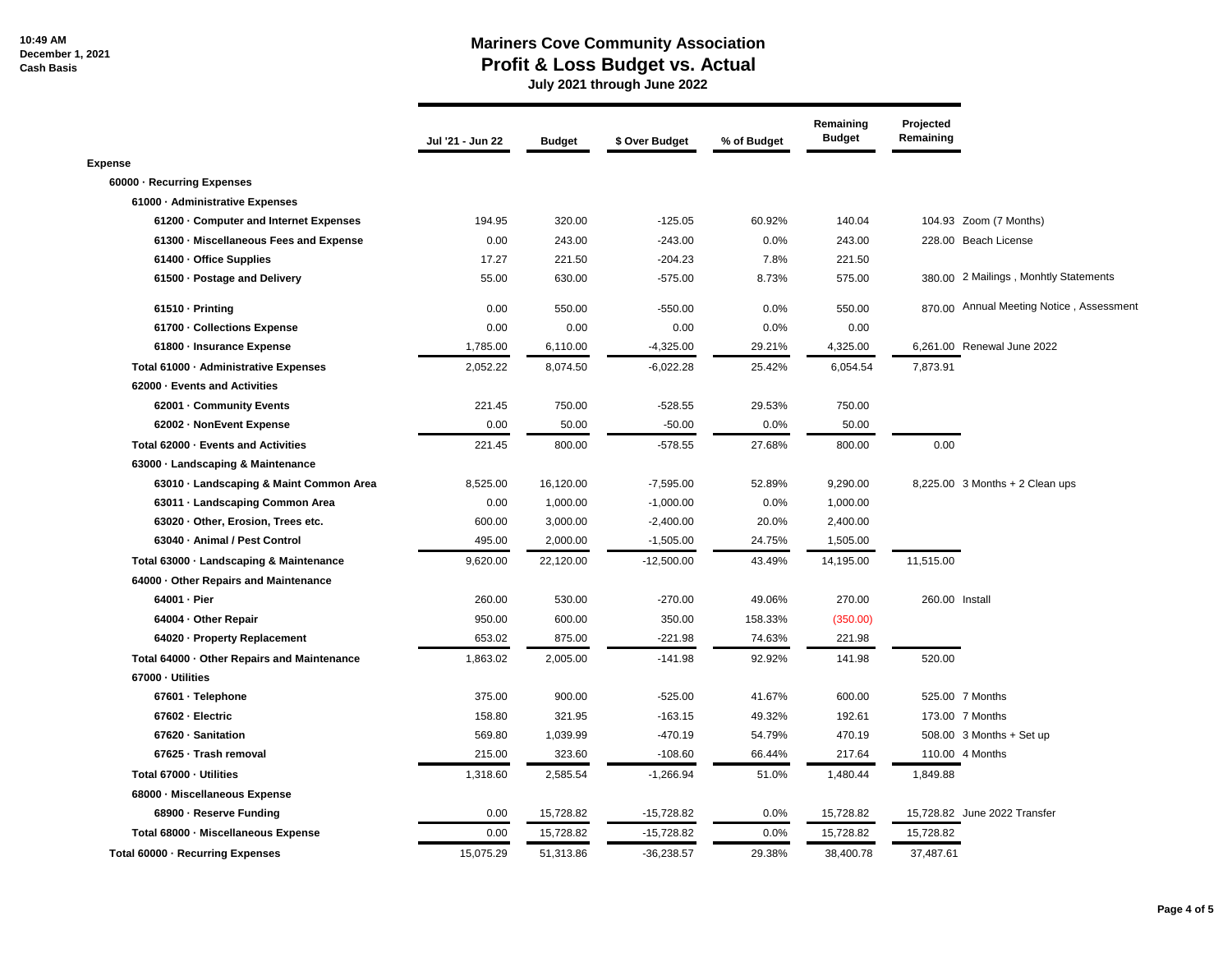10:49 AM
December 1, 2021
Cash Basis

# Mariners Cove Community Association
## Profit & Loss Budget vs. Actual
### July 2021 through June 2022

| | Jul '21 - Jun 22 | Budget | $ Over Budget | % of Budget | Remaining Budget | Projected Remaining | |
|---|---|---|---|---|---|---|---|
| **Expense** | | | | | | | |
| **60000 · Recurring Expenses** | | | | | | | |
| **61000 · Administrative Expenses** | | | | | | | |
| **61200 · Computer and Internet Expenses** | 194.95 | 320.00 | -125.05 | 60.92% | 140.04 | 104.93 | Zoom (7 Months) |
| **61300 · Miscellaneous Fees and Expense** | 0.00 | 243.00 | -243.00 | 0.0% | 243.00 | 228.00 | Beach License |
| **61400 · Office Supplies** | 17.27 | 221.50 | -204.23 | 7.8% | 221.50 | | |
| **61500 · Postage and Delivery** | 55.00 | 630.00 | -575.00 | 8.73% | 575.00 | 380.00 | 2 Mailings , Monhtly Statements |
| **61510 · Printing** | 0.00 | 550.00 | -550.00 | 0.0% | 550.00 | 870.00 | Annual Meeting Notice , Assessment |
| **61700 · Collections Expense** | 0.00 | 0.00 | 0.00 | 0.0% | 0.00 | | |
| **61800 · Insurance Expense** | 1,785.00 | 6,110.00 | -4,325.00 | 29.21% | 4,325.00 | 6,261.00 | Renewal June 2022 |
| **Total 61000 · Administrative Expenses** | 2,052.22 | 8,074.50 | -6,022.28 | 25.42% | 6,054.54 | 7,873.91 | |
| **62000 · Events and Activities** | | | | | | | |
| **62001 · Community Events** | 221.45 | 750.00 | -528.55 | 29.53% | 750.00 | | |
| **62002 · NonEvent Expense** | 0.00 | 50.00 | -50.00 | 0.0% | 50.00 | | |
| **Total 62000 · Events and Activities** | 221.45 | 800.00 | -578.55 | 27.68% | 800.00 | 0.00 | |
| **63000 · Landscaping & Maintenance** | | | | | | | |
| **63010 · Landscaping & Maint Common Area** | 8,525.00 | 16,120.00 | -7,595.00 | 52.89% | 9,290.00 | 8,225.00 | 3 Months + 2 Clean ups |
| **63011 · Landscaping Common Area** | 0.00 | 1,000.00 | -1,000.00 | 0.0% | 1,000.00 | | |
| **63020 · Other, Erosion, Trees etc.** | 600.00 | 3,000.00 | -2,400.00 | 20.0% | 2,400.00 | | |
| **63040 · Animal / Pest Control** | 495.00 | 2,000.00 | -1,505.00 | 24.75% | 1,505.00 | | |
| **Total 63000 · Landscaping & Maintenance** | 9,620.00 | 22,120.00 | -12,500.00 | 43.49% | 14,195.00 | 11,515.00 | |
| **64000 · Other Repairs and Maintenance** | | | | | | | |
| **64001 · Pier** | 260.00 | 530.00 | -270.00 | 49.06% | 270.00 | 260.00 | Install |
| **64004 · Other Repair** | 950.00 | 600.00 | 350.00 | 158.33% | (350.00) | | |
| **64020 · Property Replacement** | 653.02 | 875.00 | -221.98 | 74.63% | 221.98 | | |
| **Total 64000 · Other Repairs and Maintenance** | 1,863.02 | 2,005.00 | -141.98 | 92.92% | 141.98 | 520.00 | |
| **67000 · Utilities** | | | | | | | |
| **67601 · Telephone** | 375.00 | 900.00 | -525.00 | 41.67% | 600.00 | 525.00 | 7 Months |
| **67602 · Electric** | 158.80 | 321.95 | -163.15 | 49.32% | 192.61 | 173.00 | 7 Months |
| **67620 · Sanitation** | 569.80 | 1,039.99 | -470.19 | 54.79% | 470.19 | 508.00 | 3 Months + Set up |
| **67625 · Trash removal** | 215.00 | 323.60 | -108.60 | 66.44% | 217.64 | 110.00 | 4 Months |
| **Total 67000 · Utilities** | 1,318.60 | 2,585.54 | -1,266.94 | 51.0% | 1,480.44 | 1,849.88 | |
| **68000 · Miscellaneous Expense** | | | | | | | |
| **68900 · Reserve Funding** | 0.00 | 15,728.82 | -15,728.82 | 0.0% | 15,728.82 | 15,728.82 | June 2022 Transfer |
| **Total 68000 · Miscellaneous Expense** | 0.00 | 15,728.82 | -15,728.82 | 0.0% | 15,728.82 | 15,728.82 | |
| **Total 60000 · Recurring Expenses** | 15,075.29 | 51,313.86 | -36,238.57 | 29.38% | 38,400.78 | 37,487.61 | |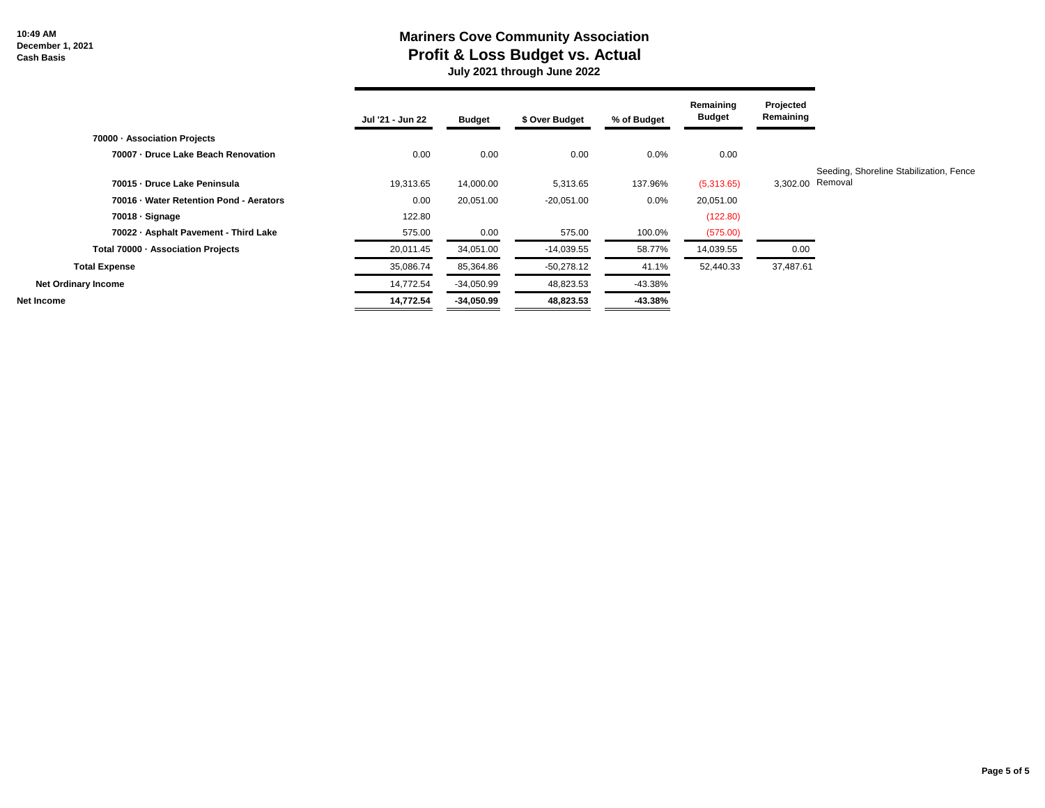10:49 AM
December 1, 2021
Cash Basis

# Mariners Cove Community Association
## Profit & Loss Budget vs. Actual
### July 2021 through June 2022

| | Jul '21 - Jun 22 | Budget | $ Over Budget | % of Budget | Remaining Budget | Projected Remaining | |
|---|---|---|---|---|---|---|---|
| **70000 · Association Projects** | | | | | | | |
| **70007 · Druce Lake Beach Renovation** | 0.00 | 0.00 | 0.00 | 0.0% | 0.00 | | |
| **70015 · Druce Lake Peninsula** | 19,313.65 | 14,000.00 | 5,313.65 | 137.96% | (5,313.65) | 3,302.00 | Seeding, Shoreline Stabilization, Fence Removal |
| **70016 · Water Retention Pond - Aerators** | 0.00 | 20,051.00 | -20,051.00 | 0.0% | 20,051.00 | | |
| **70018 · Signage** | 122.80 | | | | (122.80) | | |
| **70022 · Asphalt Pavement - Third Lake** | 575.00 | 0.00 | 575.00 | 100.0% | (575.00) | | |
| **Total 70000 · Association Projects** | 20,011.45 | 34,051.00 | -14,039.55 | 58.77% | 14,039.55 | 0.00 | |
| **Total Expense** | 35,086.74 | 85,364.86 | -50,278.12 | 41.1% | 52,440.33 | 37,487.61 | |
| **Net Ordinary Income** | 14,772.54 | -34,050.99 | 48,823.53 | -43.38% | | | |
| **Net Income** | **14,772.54** | **-34,050.99** | **48,823.53** | **-43.38%** | | | |